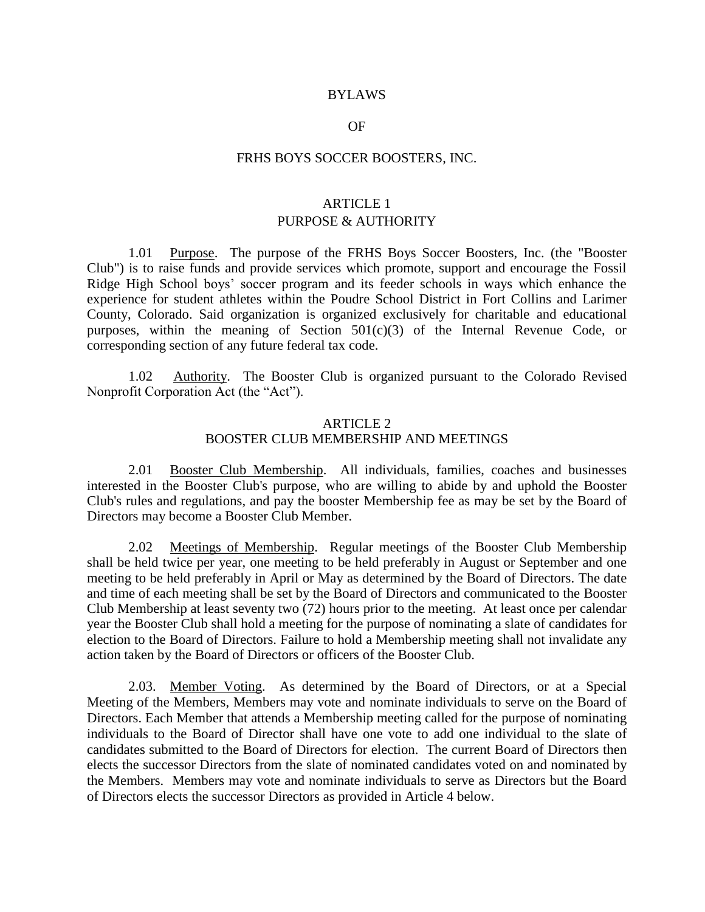# BYLAWS

# OF

# FRHS BOYS SOCCER BOOSTERS, INC.

## ARTICLE 1
## PURPOSE & AUTHORITY

1.01 Purpose. The purpose of the FRHS Boys Soccer Boosters, Inc. (the "Booster Club") is to raise funds and provide services which promote, support and encourage the Fossil Ridge High School boys' soccer program and its feeder schools in ways which enhance the experience for student athletes within the Poudre School District in Fort Collins and Larimer County, Colorado. Said organization is organized exclusively for charitable and educational purposes, within the meaning of Section 501(c)(3) of the Internal Revenue Code, or corresponding section of any future federal tax code.

1.02 Authority. The Booster Club is organized pursuant to the Colorado Revised Nonprofit Corporation Act (the "Act").

## ARTICLE 2
## BOOSTER CLUB MEMBERSHIP AND MEETINGS

2.01 Booster Club Membership. All individuals, families, coaches and businesses interested in the Booster Club's purpose, who are willing to abide by and uphold the Booster Club's rules and regulations, and pay the booster Membership fee as may be set by the Board of Directors may become a Booster Club Member.

2.02 Meetings of Membership. Regular meetings of the Booster Club Membership shall be held twice per year, one meeting to be held preferably in August or September and one meeting to be held preferably in April or May as determined by the Board of Directors. The date and time of each meeting shall be set by the Board of Directors and communicated to the Booster Club Membership at least seventy two (72) hours prior to the meeting. At least once per calendar year the Booster Club shall hold a meeting for the purpose of nominating a slate of candidates for election to the Board of Directors. Failure to hold a Membership meeting shall not invalidate any action taken by the Board of Directors or officers of the Booster Club.

2.03. Member Voting. As determined by the Board of Directors, or at a Special Meeting of the Members, Members may vote and nominate individuals to serve on the Board of Directors. Each Member that attends a Membership meeting called for the purpose of nominating individuals to the Board of Director shall have one vote to add one individual to the slate of candidates submitted to the Board of Directors for election. The current Board of Directors then elects the successor Directors from the slate of nominated candidates voted on and nominated by the Members. Members may vote and nominate individuals to serve as Directors but the Board of Directors elects the successor Directors as provided in Article 4 below.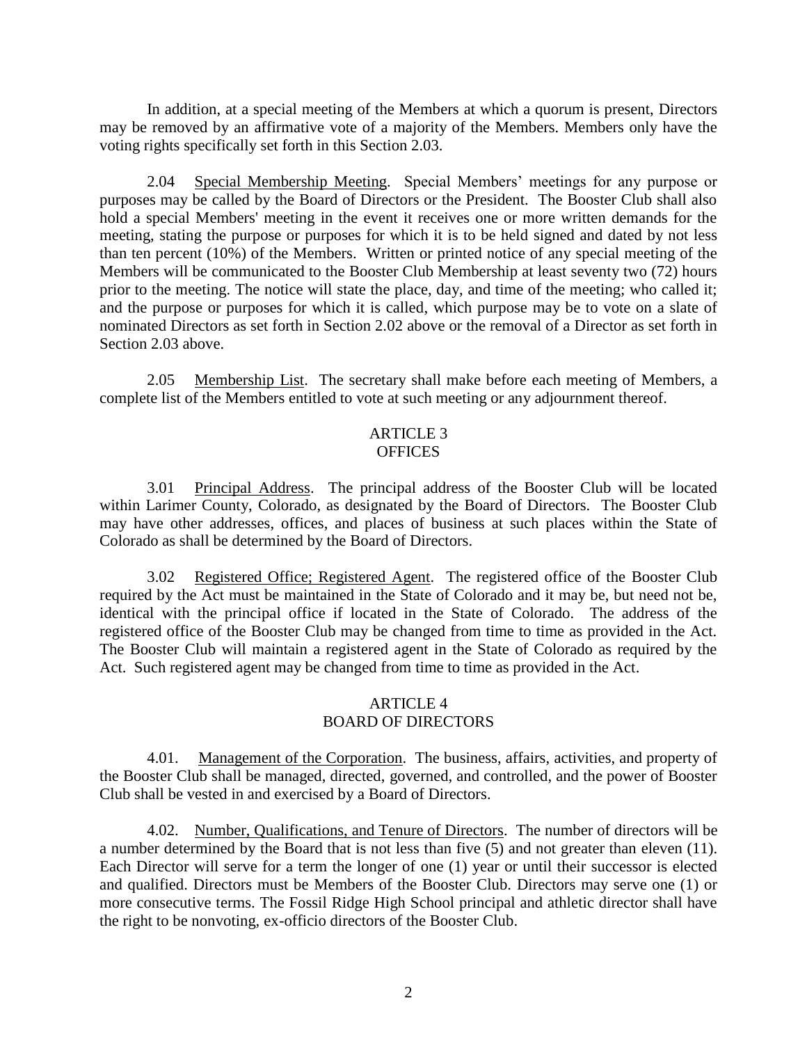In addition, at a special meeting of the Members at which a quorum is present, Directors may be removed by an affirmative vote of a majority of the Members. Members only have the voting rights specifically set forth in this Section 2.03.

2.04 Special Membership Meeting. Special Members' meetings for any purpose or purposes may be called by the Board of Directors or the President. The Booster Club shall also hold a special Members' meeting in the event it receives one or more written demands for the meeting, stating the purpose or purposes for which it is to be held signed and dated by not less than ten percent (10%) of the Members. Written or printed notice of any special meeting of the Members will be communicated to the Booster Club Membership at least seventy two (72) hours prior to the meeting. The notice will state the place, day, and time of the meeting; who called it; and the purpose or purposes for which it is called, which purpose may be to vote on a slate of nominated Directors as set forth in Section 2.02 above or the removal of a Director as set forth in Section 2.03 above.

2.05 Membership List. The secretary shall make before each meeting of Members, a complete list of the Members entitled to vote at such meeting or any adjournment thereof.

## ARTICLE 3
## OFFICES

3.01 Principal Address. The principal address of the Booster Club will be located within Larimer County, Colorado, as designated by the Board of Directors. The Booster Club may have other addresses, offices, and places of business at such places within the State of Colorado as shall be determined by the Board of Directors.

3.02 Registered Office; Registered Agent. The registered office of the Booster Club required by the Act must be maintained in the State of Colorado and it may be, but need not be, identical with the principal office if located in the State of Colorado. The address of the registered office of the Booster Club may be changed from time to time as provided in the Act. The Booster Club will maintain a registered agent in the State of Colorado as required by the Act. Such registered agent may be changed from time to time as provided in the Act.

## ARTICLE 4
## BOARD OF DIRECTORS

4.01. Management of the Corporation. The business, affairs, activities, and property of the Booster Club shall be managed, directed, governed, and controlled, and the power of Booster Club shall be vested in and exercised by a Board of Directors.

4.02. Number, Qualifications, and Tenure of Directors. The number of directors will be a number determined by the Board that is not less than five (5) and not greater than eleven (11). Each Director will serve for a term the longer of one (1) year or until their successor is elected and qualified. Directors must be Members of the Booster Club. Directors may serve one (1) or more consecutive terms. The Fossil Ridge High School principal and athletic director shall have the right to be nonvoting, ex-officio directors of the Booster Club.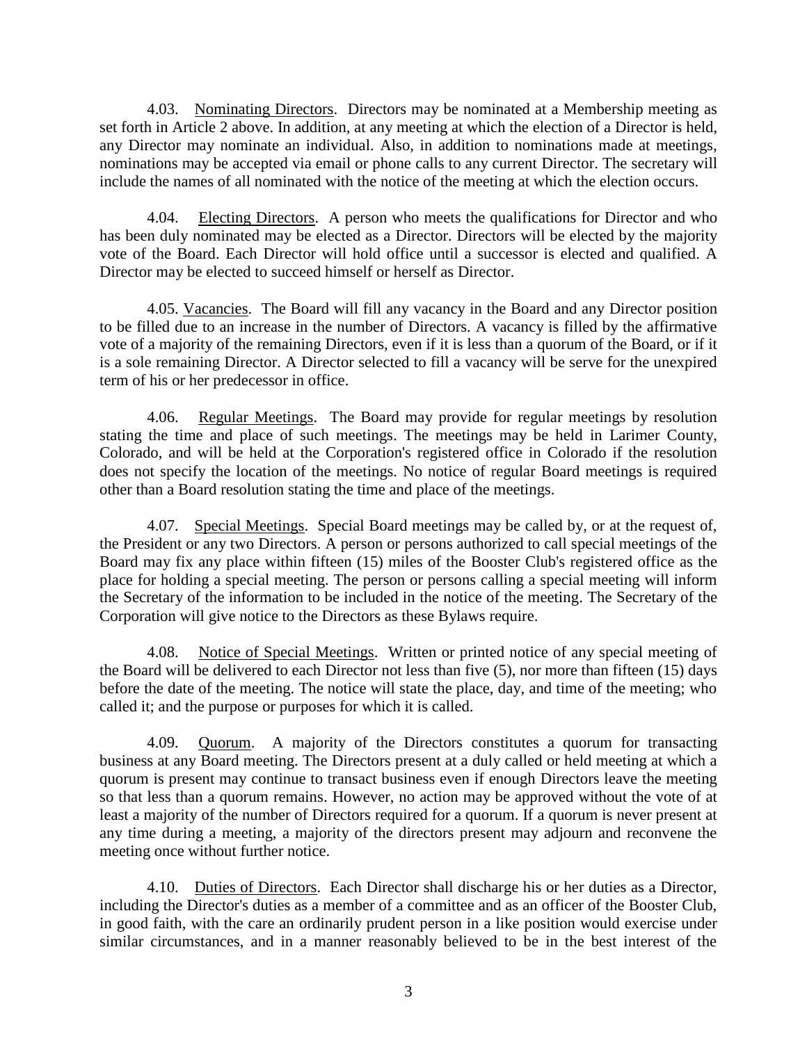4.03. Nominating Directors. Directors may be nominated at a Membership meeting as set forth in Article 2 above. In addition, at any meeting at which the election of a Director is held, any Director may nominate an individual. Also, in addition to nominations made at meetings, nominations may be accepted via email or phone calls to any current Director. The secretary will include the names of all nominated with the notice of the meeting at which the election occurs.

4.04. Electing Directors. A person who meets the qualifications for Director and who has been duly nominated may be elected as a Director. Directors will be elected by the majority vote of the Board. Each Director will hold office until a successor is elected and qualified. A Director may be elected to succeed himself or herself as Director.

4.05. Vacancies. The Board will fill any vacancy in the Board and any Director position to be filled due to an increase in the number of Directors. A vacancy is filled by the affirmative vote of a majority of the remaining Directors, even if it is less than a quorum of the Board, or if it is a sole remaining Director. A Director selected to fill a vacancy will be serve for the unexpired term of his or her predecessor in office.

4.06. Regular Meetings. The Board may provide for regular meetings by resolution stating the time and place of such meetings. The meetings may be held in Larimer County, Colorado, and will be held at the Corporation's registered office in Colorado if the resolution does not specify the location of the meetings. No notice of regular Board meetings is required other than a Board resolution stating the time and place of the meetings.

4.07. Special Meetings. Special Board meetings may be called by, or at the request of, the President or any two Directors. A person or persons authorized to call special meetings of the Board may fix any place within fifteen (15) miles of the Booster Club's registered office as the place for holding a special meeting. The person or persons calling a special meeting will inform the Secretary of the information to be included in the notice of the meeting. The Secretary of the Corporation will give notice to the Directors as these Bylaws require.

4.08. Notice of Special Meetings. Written or printed notice of any special meeting of the Board will be delivered to each Director not less than five (5), nor more than fifteen (15) days before the date of the meeting. The notice will state the place, day, and time of the meeting; who called it; and the purpose or purposes for which it is called.

4.09. Quorum. A majority of the Directors constitutes a quorum for transacting business at any Board meeting. The Directors present at a duly called or held meeting at which a quorum is present may continue to transact business even if enough Directors leave the meeting so that less than a quorum remains. However, no action may be approved without the vote of at least a majority of the number of Directors required for a quorum. If a quorum is never present at any time during a meeting, a majority of the directors present may adjourn and reconvene the meeting once without further notice.

4.10. Duties of Directors. Each Director shall discharge his or her duties as a Director, including the Director's duties as a member of a committee and as an officer of the Booster Club, in good faith, with the care an ordinarily prudent person in a like position would exercise under similar circumstances, and in a manner reasonably believed to be in the best interest of the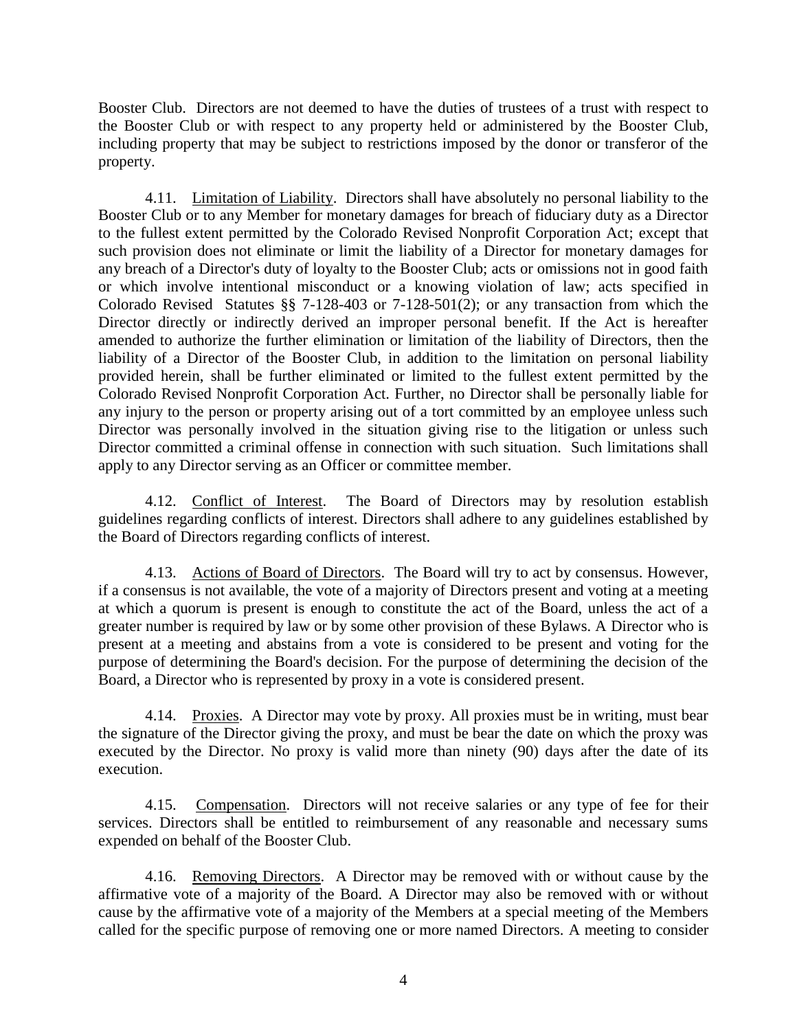Booster Club. Directors are not deemed to have the duties of trustees of a trust with respect to the Booster Club or with respect to any property held or administered by the Booster Club, including property that may be subject to restrictions imposed by the donor or transferor of the property.

4.11. Limitation of Liability. Directors shall have absolutely no personal liability to the Booster Club or to any Member for monetary damages for breach of fiduciary duty as a Director to the fullest extent permitted by the Colorado Revised Nonprofit Corporation Act; except that such provision does not eliminate or limit the liability of a Director for monetary damages for any breach of a Director's duty of loyalty to the Booster Club; acts or omissions not in good faith or which involve intentional misconduct or a knowing violation of law; acts specified in Colorado Revised Statutes §§ 7-128-403 or 7-128-501(2); or any transaction from which the Director directly or indirectly derived an improper personal benefit. If the Act is hereafter amended to authorize the further elimination or limitation of the liability of Directors, then the liability of a Director of the Booster Club, in addition to the limitation on personal liability provided herein, shall be further eliminated or limited to the fullest extent permitted by the Colorado Revised Nonprofit Corporation Act. Further, no Director shall be personally liable for any injury to the person or property arising out of a tort committed by an employee unless such Director was personally involved in the situation giving rise to the litigation or unless such Director committed a criminal offense in connection with such situation. Such limitations shall apply to any Director serving as an Officer or committee member.

4.12. Conflict of Interest. The Board of Directors may by resolution establish guidelines regarding conflicts of interest. Directors shall adhere to any guidelines established by the Board of Directors regarding conflicts of interest.

4.13. Actions of Board of Directors. The Board will try to act by consensus. However, if a consensus is not available, the vote of a majority of Directors present and voting at a meeting at which a quorum is present is enough to constitute the act of the Board, unless the act of a greater number is required by law or by some other provision of these Bylaws. A Director who is present at a meeting and abstains from a vote is considered to be present and voting for the purpose of determining the Board's decision. For the purpose of determining the decision of the Board, a Director who is represented by proxy in a vote is considered present.

4.14. Proxies. A Director may vote by proxy. All proxies must be in writing, must bear the signature of the Director giving the proxy, and must be bear the date on which the proxy was executed by the Director. No proxy is valid more than ninety (90) days after the date of its execution.

4.15. Compensation. Directors will not receive salaries or any type of fee for their services. Directors shall be entitled to reimbursement of any reasonable and necessary sums expended on behalf of the Booster Club.

4.16. Removing Directors. A Director may be removed with or without cause by the affirmative vote of a majority of the Board. A Director may also be removed with or without cause by the affirmative vote of a majority of the Members at a special meeting of the Members called for the specific purpose of removing one or more named Directors. A meeting to consider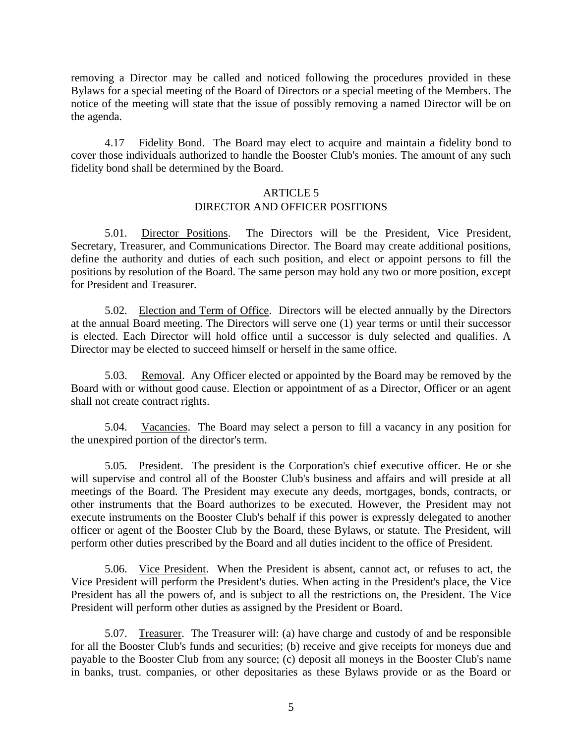removing a Director may be called and noticed following the procedures provided in these Bylaws for a special meeting of the Board of Directors or a special meeting of the Members. The notice of the meeting will state that the issue of possibly removing a named Director will be on the agenda.

4.17 Fidelity Bond. The Board may elect to acquire and maintain a fidelity bond to cover those individuals authorized to handle the Booster Club's monies. The amount of any such fidelity bond shall be determined by the Board.

## ARTICLE 5
## DIRECTOR AND OFFICER POSITIONS

5.01. Director Positions. The Directors will be the President, Vice President, Secretary, Treasurer, and Communications Director. The Board may create additional positions, define the authority and duties of each such position, and elect or appoint persons to fill the positions by resolution of the Board. The same person may hold any two or more position, except for President and Treasurer.

5.02. Election and Term of Office. Directors will be elected annually by the Directors at the annual Board meeting. The Directors will serve one (1) year terms or until their successor is elected. Each Director will hold office until a successor is duly selected and qualifies. A Director may be elected to succeed himself or herself in the same office.

5.03. Removal. Any Officer elected or appointed by the Board may be removed by the Board with or without good cause. Election or appointment of as a Director, Officer or an agent shall not create contract rights.

5.04. Vacancies. The Board may select a person to fill a vacancy in any position for the unexpired portion of the director's term.

5.05. President. The president is the Corporation's chief executive officer. He or she will supervise and control all of the Booster Club's business and affairs and will preside at all meetings of the Board. The President may execute any deeds, mortgages, bonds, contracts, or other instruments that the Board authorizes to be executed. However, the President may not execute instruments on the Booster Club's behalf if this power is expressly delegated to another officer or agent of the Booster Club by the Board, these Bylaws, or statute. The President, will perform other duties prescribed by the Board and all duties incident to the office of President.

5.06. Vice President. When the President is absent, cannot act, or refuses to act, the Vice President will perform the President's duties. When acting in the President's place, the Vice President has all the powers of, and is subject to all the restrictions on, the President. The Vice President will perform other duties as assigned by the President or Board.

5.07. Treasurer. The Treasurer will: (a) have charge and custody of and be responsible for all the Booster Club's funds and securities; (b) receive and give receipts for moneys due and payable to the Booster Club from any source; (c) deposit all moneys in the Booster Club's name in banks, trust. companies, or other depositaries as these Bylaws provide or as the Board or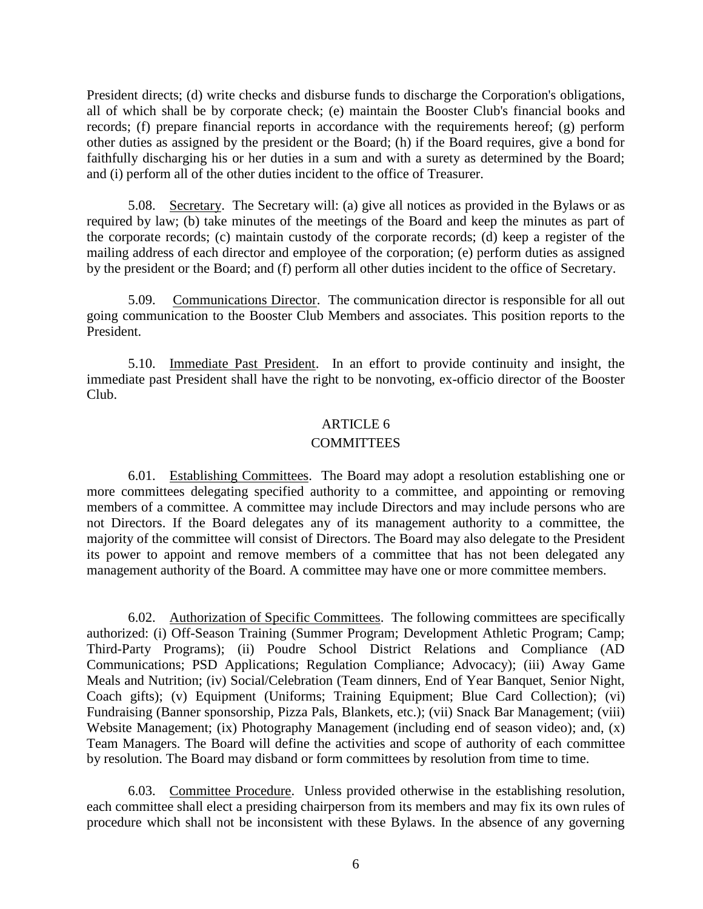President directs; (d) write checks and disburse funds to discharge the Corporation's obligations, all of which shall be by corporate check; (e) maintain the Booster Club's financial books and records; (f) prepare financial reports in accordance with the requirements hereof; (g) perform other duties as assigned by the president or the Board; (h) if the Board requires, give a bond for faithfully discharging his or her duties in a sum and with a surety as determined by the Board; and (i) perform all of the other duties incident to the office of Treasurer.

5.08. Secretary. The Secretary will: (a) give all notices as provided in the Bylaws or as required by law; (b) take minutes of the meetings of the Board and keep the minutes as part of the corporate records; (c) maintain custody of the corporate records; (d) keep a register of the mailing address of each director and employee of the corporation; (e) perform duties as assigned by the president or the Board; and (f) perform all other duties incident to the office of Secretary.

5.09. Communications Director. The communication director is responsible for all out going communication to the Booster Club Members and associates. This position reports to the President.

5.10. Immediate Past President. In an effort to provide continuity and insight, the immediate past President shall have the right to be nonvoting, ex-officio director of the Booster Club.

## ARTICLE 6
## COMMITTEES

6.01. Establishing Committees. The Board may adopt a resolution establishing one or more committees delegating specified authority to a committee, and appointing or removing members of a committee. A committee may include Directors and may include persons who are not Directors. If the Board delegates any of its management authority to a committee, the majority of the committee will consist of Directors. The Board may also delegate to the President its power to appoint and remove members of a committee that has not been delegated any management authority of the Board. A committee may have one or more committee members.

6.02. Authorization of Specific Committees. The following committees are specifically authorized: (i) Off-Season Training (Summer Program; Development Athletic Program; Camp; Third-Party Programs); (ii) Poudre School District Relations and Compliance (AD Communications; PSD Applications; Regulation Compliance; Advocacy); (iii) Away Game Meals and Nutrition; (iv) Social/Celebration (Team dinners, End of Year Banquet, Senior Night, Coach gifts); (v) Equipment (Uniforms; Training Equipment; Blue Card Collection); (vi) Fundraising (Banner sponsorship, Pizza Pals, Blankets, etc.); (vii) Snack Bar Management; (viii) Website Management; (ix) Photography Management (including end of season video); and, (x) Team Managers. The Board will define the activities and scope of authority of each committee by resolution. The Board may disband or form committees by resolution from time to time.

6.03. Committee Procedure. Unless provided otherwise in the establishing resolution, each committee shall elect a presiding chairperson from its members and may fix its own rules of procedure which shall not be inconsistent with these Bylaws. In the absence of any governing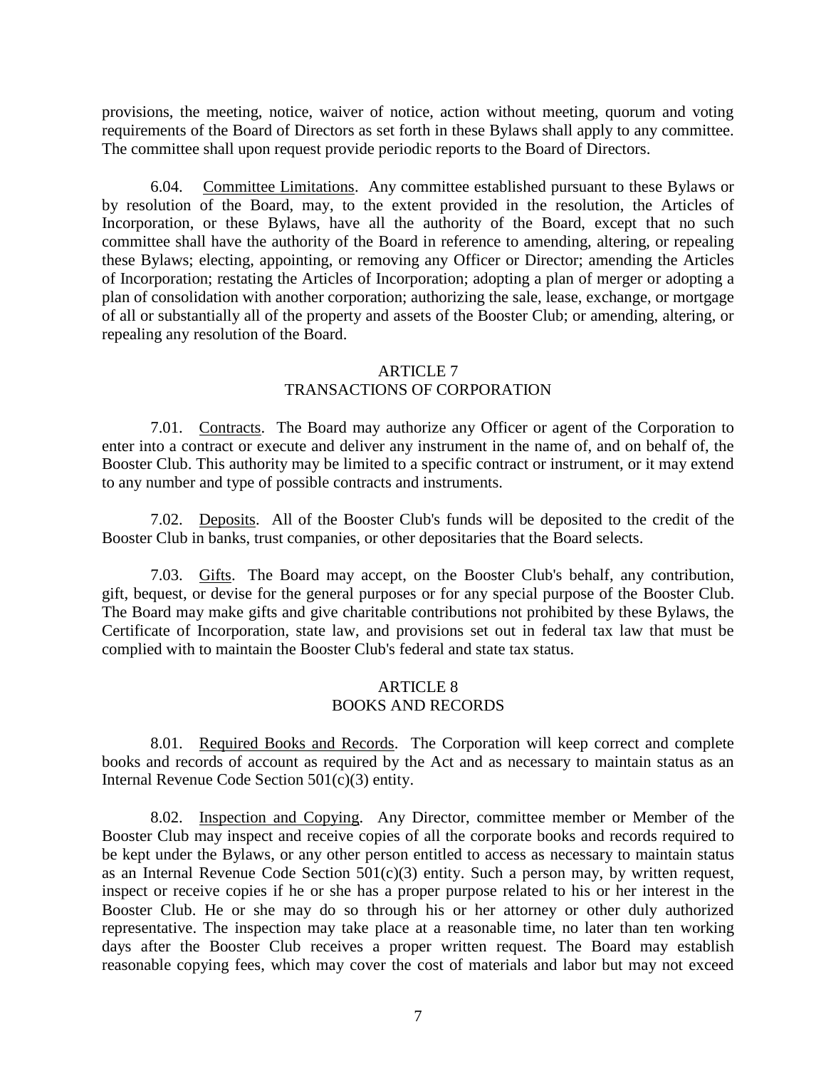provisions, the meeting, notice, waiver of notice, action without meeting, quorum and voting requirements of the Board of Directors as set forth in these Bylaws shall apply to any committee. The committee shall upon request provide periodic reports to the Board of Directors.

6.04. Committee Limitations. Any committee established pursuant to these Bylaws or by resolution of the Board, may, to the extent provided in the resolution, the Articles of Incorporation, or these Bylaws, have all the authority of the Board, except that no such committee shall have the authority of the Board in reference to amending, altering, or repealing these Bylaws; electing, appointing, or removing any Officer or Director; amending the Articles of Incorporation; restating the Articles of Incorporation; adopting a plan of merger or adopting a plan of consolidation with another corporation; authorizing the sale, lease, exchange, or mortgage of all or substantially all of the property and assets of the Booster Club; or amending, altering, or repealing any resolution of the Board.

## ARTICLE 7
## TRANSACTIONS OF CORPORATION

7.01. Contracts. The Board may authorize any Officer or agent of the Corporation to enter into a contract or execute and deliver any instrument in the name of, and on behalf of, the Booster Club. This authority may be limited to a specific contract or instrument, or it may extend to any number and type of possible contracts and instruments.

7.02. Deposits. All of the Booster Club's funds will be deposited to the credit of the Booster Club in banks, trust companies, or other depositaries that the Board selects.

7.03. Gifts. The Board may accept, on the Booster Club's behalf, any contribution, gift, bequest, or devise for the general purposes or for any special purpose of the Booster Club. The Board may make gifts and give charitable contributions not prohibited by these Bylaws, the Certificate of Incorporation, state law, and provisions set out in federal tax law that must be complied with to maintain the Booster Club's federal and state tax status.

## ARTICLE 8
## BOOKS AND RECORDS

8.01. Required Books and Records. The Corporation will keep correct and complete books and records of account as required by the Act and as necessary to maintain status as an Internal Revenue Code Section 501(c)(3) entity.

8.02. Inspection and Copying. Any Director, committee member or Member of the Booster Club may inspect and receive copies of all the corporate books and records required to be kept under the Bylaws, or any other person entitled to access as necessary to maintain status as an Internal Revenue Code Section 501(c)(3) entity. Such a person may, by written request, inspect or receive copies if he or she has a proper purpose related to his or her interest in the Booster Club. He or she may do so through his or her attorney or other duly authorized representative. The inspection may take place at a reasonable time, no later than ten working days after the Booster Club receives a proper written request. The Board may establish reasonable copying fees, which may cover the cost of materials and labor but may not exceed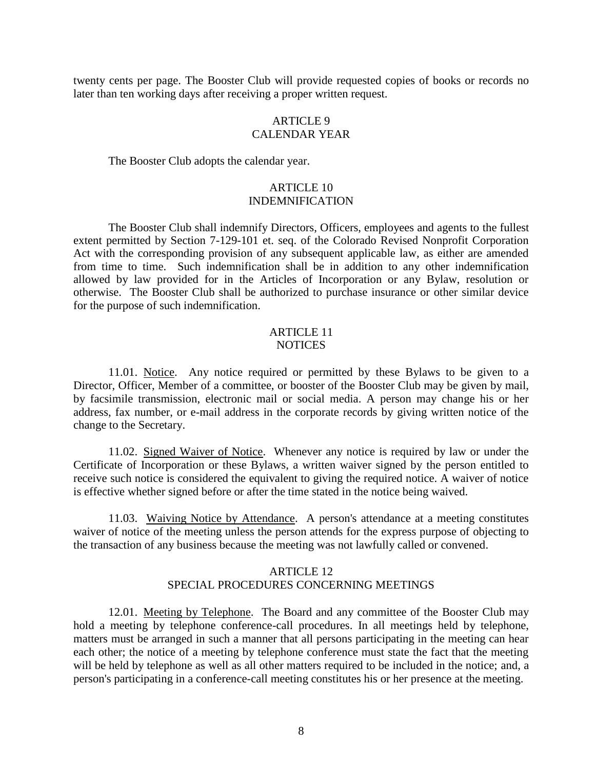twenty cents per page. The Booster Club will provide requested copies of books or records no later than ten working days after receiving a proper written request.

## ARTICLE 9
## CALENDAR YEAR

The Booster Club adopts the calendar year.

## ARTICLE 10
## INDEMNIFICATION

The Booster Club shall indemnify Directors, Officers, employees and agents to the fullest extent permitted by Section 7-129-101 et. seq. of the Colorado Revised Nonprofit Corporation Act with the corresponding provision of any subsequent applicable law, as either are amended from time to time. Such indemnification shall be in addition to any other indemnification allowed by law provided for in the Articles of Incorporation or any Bylaw, resolution or otherwise. The Booster Club shall be authorized to purchase insurance or other similar device for the purpose of such indemnification.

## ARTICLE 11
## NOTICES

11.01. Notice. Any notice required or permitted by these Bylaws to be given to a Director, Officer, Member of a committee, or booster of the Booster Club may be given by mail, by facsimile transmission, electronic mail or social media. A person may change his or her address, fax number, or e-mail address in the corporate records by giving written notice of the change to the Secretary.

11.02. Signed Waiver of Notice. Whenever any notice is required by law or under the Certificate of Incorporation or these Bylaws, a written waiver signed by the person entitled to receive such notice is considered the equivalent to giving the required notice. A waiver of notice is effective whether signed before or after the time stated in the notice being waived.

11.03. Waiving Notice by Attendance. A person's attendance at a meeting constitutes waiver of notice of the meeting unless the person attends for the express purpose of objecting to the transaction of any business because the meeting was not lawfully called or convened.

## ARTICLE 12
## SPECIAL PROCEDURES CONCERNING MEETINGS

12.01. Meeting by Telephone. The Board and any committee of the Booster Club may hold a meeting by telephone conference-call procedures. In all meetings held by telephone, matters must be arranged in such a manner that all persons participating in the meeting can hear each other; the notice of a meeting by telephone conference must state the fact that the meeting will be held by telephone as well as all other matters required to be included in the notice; and, a person's participating in a conference-call meeting constitutes his or her presence at the meeting.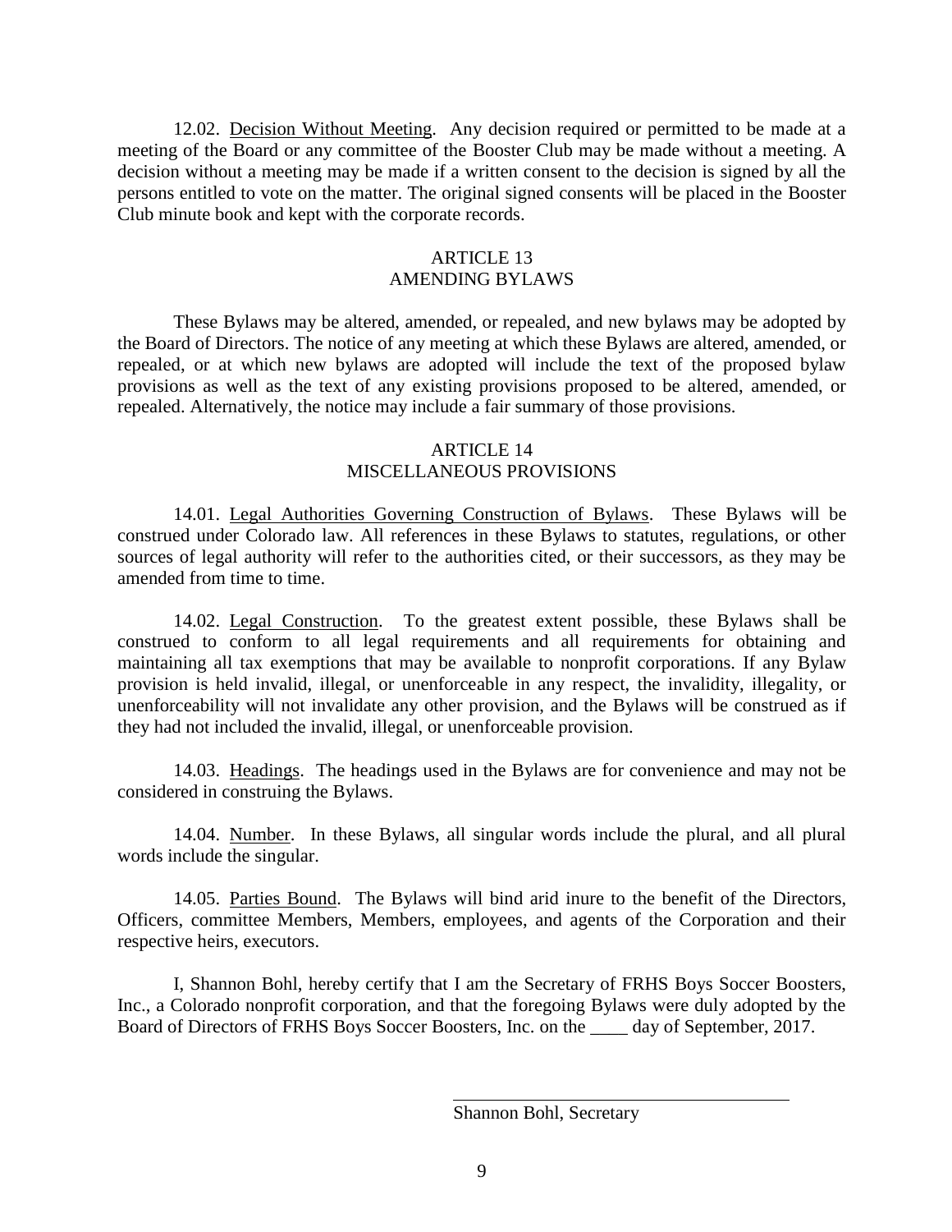12.02. Decision Without Meeting. Any decision required or permitted to be made at a meeting of the Board or any committee of the Booster Club may be made without a meeting. A decision without a meeting may be made if a written consent to the decision is signed by all the persons entitled to vote on the matter. The original signed consents will be placed in the Booster Club minute book and kept with the corporate records.

## ARTICLE 13
## AMENDING BYLAWS

These Bylaws may be altered, amended, or repealed, and new bylaws may be adopted by the Board of Directors. The notice of any meeting at which these Bylaws are altered, amended, or repealed, or at which new bylaws are adopted will include the text of the proposed bylaw provisions as well as the text of any existing provisions proposed to be altered, amended, or repealed. Alternatively, the notice may include a fair summary of those provisions.

## ARTICLE 14
## MISCELLANEOUS PROVISIONS

14.01. Legal Authorities Governing Construction of Bylaws. These Bylaws will be construed under Colorado law. All references in these Bylaws to statutes, regulations, or other sources of legal authority will refer to the authorities cited, or their successors, as they may be amended from time to time.

14.02. Legal Construction. To the greatest extent possible, these Bylaws shall be construed to conform to all legal requirements and all requirements for obtaining and maintaining all tax exemptions that may be available to nonprofit corporations. If any Bylaw provision is held invalid, illegal, or unenforceable in any respect, the invalidity, illegality, or unenforceability will not invalidate any other provision, and the Bylaws will be construed as if they had not included the invalid, illegal, or unenforceable provision.

14.03. Headings. The headings used in the Bylaws are for convenience and may not be considered in construing the Bylaws.

14.04. Number. In these Bylaws, all singular words include the plural, and all plural words include the singular.

14.05. Parties Bound. The Bylaws will bind arid inure to the benefit of the Directors, Officers, committee Members, Members, employees, and agents of the Corporation and their respective heirs, executors.

I, Shannon Bohl, hereby certify that I am the Secretary of FRHS Boys Soccer Boosters, Inc., a Colorado nonprofit corporation, and that the foregoing Bylaws were duly adopted by the Board of Directors of FRHS Boys Soccer Boosters, Inc. on the ____ day of September, 2017.

______________________________

Shannon Bohl, Secretary